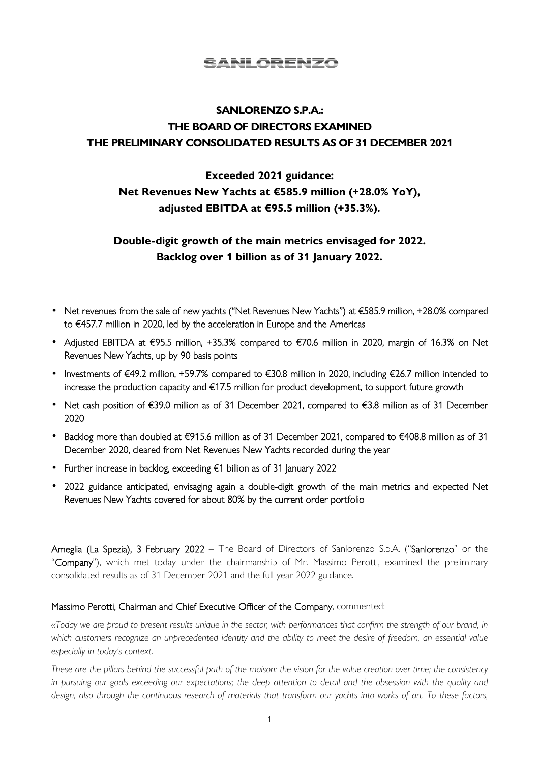SANLORENZO

# SANLORENZO S.P.A.: THE BOARD OF DIRECTORS EXAMINED THE PRELIMINARY CONSOLIDATED RESULTS AS OF 31 DECEMBER 2021

## Exceeded 2021 guidance: Net Revenues New Yachts at €585.9 million (+28.0% YoY), adjusted EBITDA at €95.5 million (+35.3%).

## Double-digit growth of the main metrics envisaged for 2022. Backlog over 1 billion as of 31 January 2022.

- Net revenues from the sale of new yachts ("Net Revenues New Yachts") at €585.9 million, +28.0% compared to €457.7 million in 2020, led by the acceleration in Europe and the Americas
- Adjusted EBITDA at €95.5 million, +35.3% compared to €70.6 million in 2020, margin of 16.3% on Net Revenues New Yachts, up by 90 basis points
- Investments of €49.2 million, +59.7% compared to €30.8 million in 2020, including €26.7 million intended to increase the production capacity and €17.5 million for product development, to support future growth
- Net cash position of €39.0 million as of 31 December 2021, compared to €3.8 million as of 31 December 2020
- Backlog more than doubled at €915.6 million as of 31 December 2021, compared to €408.8 million as of 31 December 2020, cleared from Net Revenues New Yachts recorded during the year
- Further increase in backlog, exceeding €1 billion as of 31 January 2022
- 2022 guidance anticipated, envisaging again a double-digit growth of the main metrics and expected Net Revenues New Yachts covered for about 80% by the current order portfolio

Ameglia (La Spezia), 3 February 2022 – The Board of Directors of Sanlorenzo S.p.A. ("Sanlorenzo" or the "Company"), which met today under the chairmanship of Mr. Massimo Perotti, examined the preliminary consolidated results as of 31 December 2021 and the full year 2022 guidance.

Massimo Perotti, Chairman and Chief Executive Officer of the Company, commented:

*«Today we are proud to present results unique in the sector, with performances that confirm the strength of our brand, in which customers recognize an unprecedented identity and the ability to meet the desire of freedom, an essential value especially in today's context.*

*These are the pillars behind the successful path of the maison: the vision for the value creation over time; the consistency in pursuing our goals exceeding our expectations; the deep attention to detail and the obsession with the quality and design, also through the continuous research of materials that transform our yachts into works of art. To these factors,*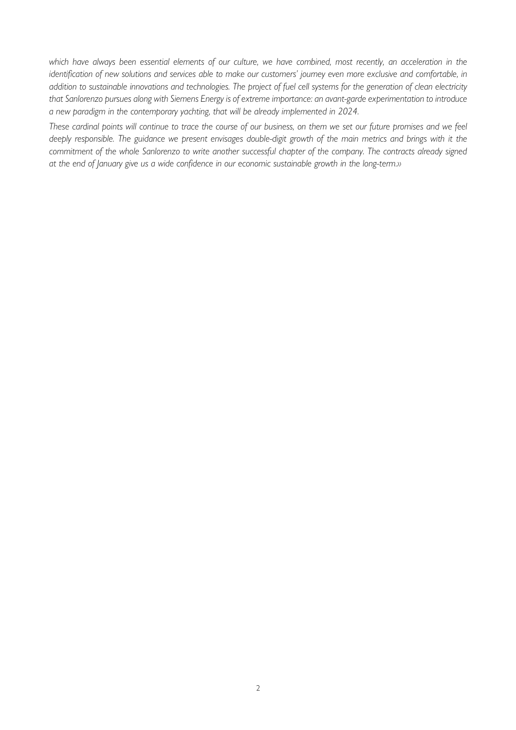*which have always been essential elements of our culture, we have combined, most recently, an acceleration in the identification of new solutions and services able to make our customers' journey even more exclusive and comfortable, in addition to sustainable innovations and technologies. The project of fuel cell systems for the generation of clean electricity that Sanlorenzo pursues along with Siemens Energy is of extreme importance: an avant-garde experimentation to introduce a new paradigm in the contemporary yachting, that will be already implemented in 2024.*

*These cardinal points will continue to trace the course of our business, on them we set our future promises and we feel deeply responsible. The guidance we present envisages double-digit growth of the main metrics and brings with it the commitment of the whole Sanlorenzo to write another successful chapter of the company. The contracts already signed at the end of January give us a wide confidence in our economic sustainable growth in the long-term.»*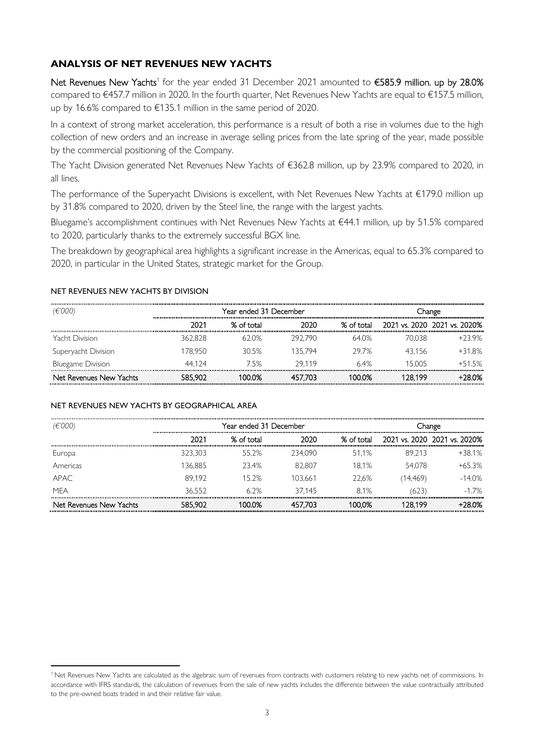## ANALYSIS OF NET REVENUES NEW YACHTS

**Net Revenues New Yachts**[1] for the year ended 31 December 2021 amounted to **€585.9 million, up by 28.0%** compared to €457.7 million in 2020. In the fourth quarter, Net Revenues New Yachts are equal to €157.5 million, up by 16.6% compared to €135.1 million in the same period of 2020.

In a context of strong market acceleration, this performance is a result of both a rise in volumes due to the high collection of new orders and an increase in average selling prices from the late spring of the year, made possible by the commercial positioning of the Company.

The Yacht Division generated Net Revenues New Yachts of €362.8 million, up by 23.9% compared to 2020, in all lines.

The performance of the Superyacht Divisions is excellent, with Net Revenues New Yachts at €179.0 million up by 31.8% compared to 2020, driven by the Steel line, the range with the largest yachts.

Bluegame's accomplishment continues with Net Revenues New Yachts at €44.1 million, up by 51.5% compared to 2020, particularly thanks to the extremely successful BGX line.

The breakdown by geographical area highlights a significant increase in the Americas, equal to 65.3% compared to 2020, in particular in the United States, strategic market for the Group.

### NET REVENUES NEW YACHTS BY DIVISION

| *(€'000)* | Year ended 31 December | | | | Change | |
|---|---|---|---|---|---|---|
| | 2021 | % of total | 2020 | % of total | 2021 vs. 2020 | 2021 vs. 2020% |
| Yacht Division | 362,828 | 62.0% | 292,790 | 64.0% | 70,038 | +23.9% |
| Superyacht Division | 178,950 | 30.5% | 135,794 | 29.7% | 43,156 | +31.8% |
| Bluegame Division | 44,124 | 7.5% | 29,119 | 6.4% | 15,005 | +51.5% |
| **Net Revenues New Yachts** | **585,902** | **100.0%** | **457,703** | **100.0%** | **128,199** | **+28.0%** |

### NET REVENUES NEW YACHTS BY GEOGRAPHICAL AREA

| *(€'000)* | Year ended 31 December | | | | Change | |
|---|---|---|---|---|---|---|
| | 2021 | % of total | 2020 | % of total | 2021 vs. 2020 | 2021 vs. 2020% |
| Europa | 323,303 | 55.2% | 234,090 | 51,1% | 89,213 | +38.1% |
| Americas | 136,885 | 23.4% | 82,807 | 18,1% | 54,078 | +65.3% |
| APAC | 89,192 | 15.2% | 103,661 | 22,6% | (14,469) | -14.0% |
| MEA | 36,552 | 6.2% | 37,145 | 8,1% | (623) | -1.7% |
| **Net Revenues New Yachts** | **585,902** | **100.0%** | **457,703** | **100,0%** | **128,199** | **+28.0%** |

[1] Net Revenues New Yachts are calculated as the algebraic sum of revenues from contracts with customers relating to new yachts net of commissions. In accordance with IFRS standards, the calculation of revenues from the sale of new yachts includes the difference between the value contractually attributed to the pre-owned boats traded in and their relative fair value.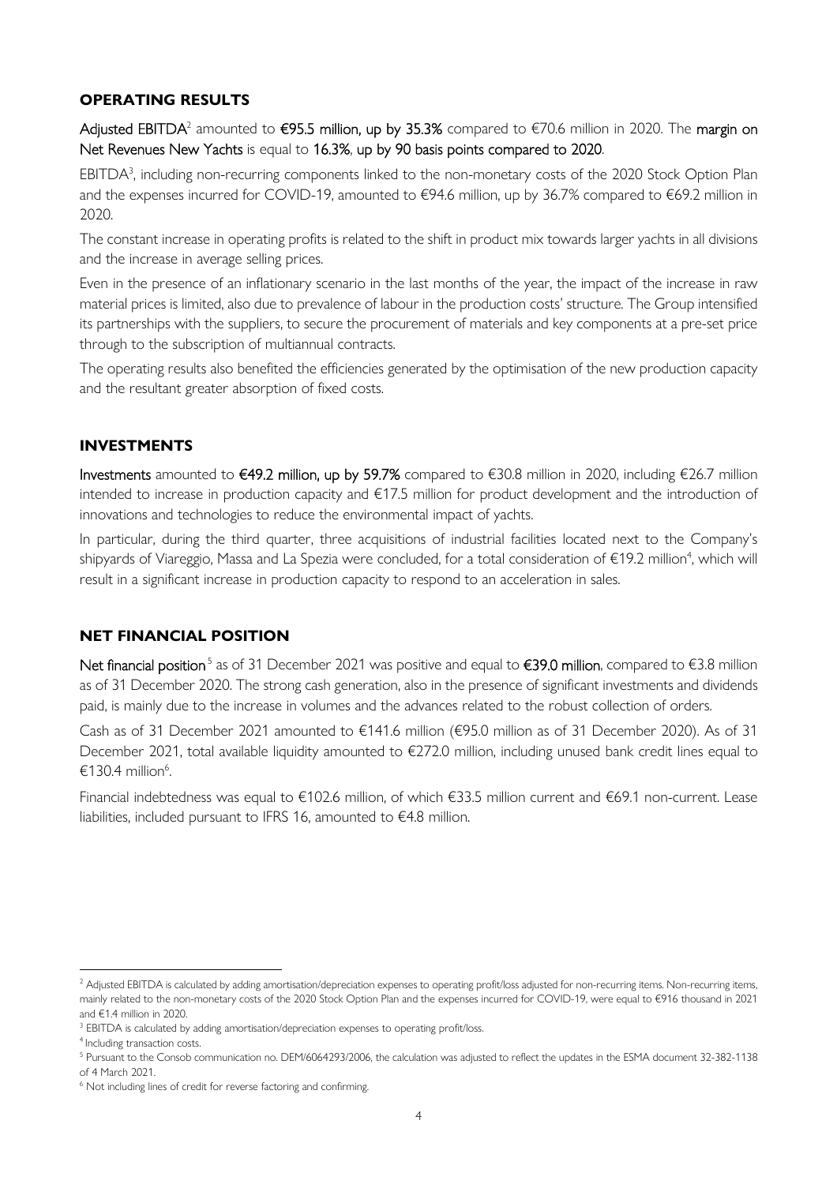## OPERATING RESULTS

Adjusted EBITDA[2] amounted to **€95.5 million, up by 35.3%** compared to €70.6 million in 2020. The margin on Net Revenues New Yachts is equal to 16.3%, up by 90 basis points compared to 2020.

EBITDA[3], including non-recurring components linked to the non-monetary costs of the 2020 Stock Option Plan and the expenses incurred for COVID-19, amounted to €94.6 million, up by 36.7% compared to €69.2 million in 2020.

The constant increase in operating profits is related to the shift in product mix towards larger yachts in all divisions and the increase in average selling prices.

Even in the presence of an inflationary scenario in the last months of the year, the impact of the increase in raw material prices is limited, also due to prevalence of labour in the production costs' structure. The Group intensified its partnerships with the suppliers, to secure the procurement of materials and key components at a pre-set price through to the subscription of multiannual contracts.

The operating results also benefited the efficiencies generated by the optimisation of the new production capacity and the resultant greater absorption of fixed costs.

## INVESTMENTS

Investments amounted to **€49.2 million, up by 59.7%** compared to €30.8 million in 2020, including €26.7 million intended to increase in production capacity and €17.5 million for product development and the introduction of innovations and technologies to reduce the environmental impact of yachts.

In particular, during the third quarter, three acquisitions of industrial facilities located next to the Company's shipyards of Viareggio, Massa and La Spezia were concluded, for a total consideration of €19.2 million[4], which will result in a significant increase in production capacity to respond to an acceleration in sales.

## NET FINANCIAL POSITION

Net financial position[5] as of 31 December 2021 was positive and equal to **€39.0 million**, compared to €3.8 million as of 31 December 2020. The strong cash generation, also in the presence of significant investments and dividends paid, is mainly due to the increase in volumes and the advances related to the robust collection of orders.

Cash as of 31 December 2021 amounted to €141.6 million (€95.0 million as of 31 December 2020). As of 31 December 2021, total available liquidity amounted to €272.0 million, including unused bank credit lines equal to €130.4 million[6].

Financial indebtedness was equal to €102.6 million, of which €33.5 million current and €69.1 non-current. Lease liabilities, included pursuant to IFRS 16, amounted to €4.8 million.

---

[2] Adjusted EBITDA is calculated by adding amortisation/depreciation expenses to operating profit/loss adjusted for non-recurring items. Non-recurring items, mainly related to the non-monetary costs of the 2020 Stock Option Plan and the expenses incurred for COVID-19, were equal to €916 thousand in 2021 and €1.4 million in 2020.

[3] EBITDA is calculated by adding amortisation/depreciation expenses to operating profit/loss.

[4] Including transaction costs.

[5] Pursuant to the Consob communication no. DEM/6064293/2006, the calculation was adjusted to reflect the updates in the ESMA document 32-382-1138 of 4 March 2021.

[6] Not including lines of credit for reverse factoring and confirming.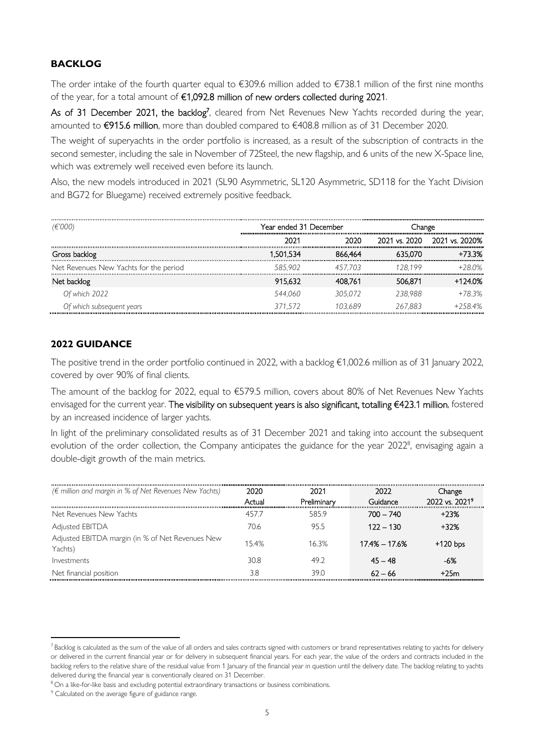## BACKLOG

The order intake of the fourth quarter equal to €309.6 million added to €738.1 million of the first nine months of the year, for a total amount of **€1,092.8 million of new orders collected during 2021**.

**As of 31 December 2021, the backlog[7]**, cleared from Net Revenues New Yachts recorded during the year, amounted to **€915.6 million**, more than doubled compared to €408.8 million as of 31 December 2020.

The weight of superyachts in the order portfolio is increased, as a result of the subscription of contracts in the second semester, including the sale in November of 72Steel, the new flagship, and 6 units of the new X-Space line, which was extremely well received even before its launch.

Also, the new models introduced in 2021 (SL90 Asymmetric, SL120 Asymmetric, SD118 for the Yacht Division and BG72 for Bluegame) received extremely positive feedback.

| *(€'000)* | Year ended 31 December | | Change | |
|---|---|---|---|---|
| | 2021 | 2020 | 2021 vs. 2020 | 2021 vs. 2020% |
| **Gross backlog** | **1,501,534** | **866,464** | **635,070** | **+73.3%** |
| Net Revenues New Yachts for the period | *585,902* | *457,703* | *128,199* | *+28.0%* |
| **Net backlog** | **915,632** | **408,761** | **506,871** | **+124.0%** |
| *Of which 2022* | *544,060* | *305,072* | *238,988* | *+78.3%* |
| *Of which subsequent years* | *371,572* | *103,689* | *267,883* | *+258.4%* |

## 2022 GUIDANCE

The positive trend in the order portfolio continued in 2022, with a backlog €1,002.6 million as of 31 January 2022, covered by over 90% of final clients.

The amount of the backlog for 2022, equal to €579.5 million, covers about 80% of Net Revenues New Yachts envisaged for the current year. **The visibility on subsequent years is also significant, totalling €423.1 million**, fostered by an increased incidence of larger yachts.

In light of the preliminary consolidated results as of 31 December 2021 and taking into account the subsequent evolution of the order collection, the Company anticipates the guidance for the year 2022[8], envisaging again a double-digit growth of the main metrics.

| *(€ million and margin in % of Net Revenues New Yachts)* | 2020 Actual | 2021 Preliminary | 2022 Guidance | Change 2022 vs. 2021[9] |
|---|---|---|---|---|
| Net Revenues New Yachts | 457.7 | 585.9 | **700 – 740** | **+23%** |
| Adjusted EBITDA | 70.6 | 95.5 | **122 – 130** | **+32%** |
| Adjusted EBITDA margin (in % of Net Revenues New Yachts) | 15.4% | 16.3% | **17.4% – 17.6%** | **+120 bps** |
| Investments | 30.8 | 49.2 | **45 – 48** | **-6%** |
| Net financial position | 3.8 | 39.0 | **62 – 66** | **+25m** |

[7] Backlog is calculated as the sum of the value of all orders and sales contracts signed with customers or brand representatives relating to yachts for delivery or delivered in the current financial year or for delivery in subsequent financial years. For each year, the value of the orders and contracts included in the backlog refers to the relative share of the residual value from 1 January of the financial year in question until the delivery date. The backlog relating to yachts delivered during the financial year is conventionally cleared on 31 December.

[8] On a like-for-like basis and excluding potential extraordinary transactions or business combinations.

[9] Calculated on the average figure of guidance range.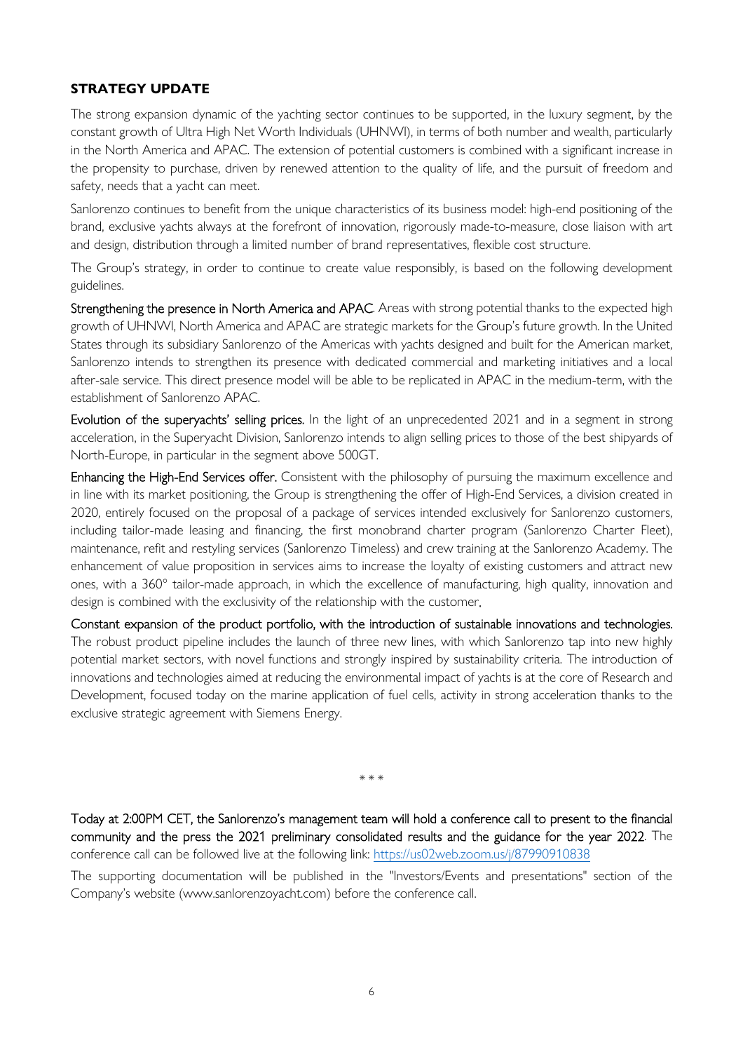## STRATEGY UPDATE

The strong expansion dynamic of the yachting sector continues to be supported, in the luxury segment, by the constant growth of Ultra High Net Worth Individuals (UHNWI), in terms of both number and wealth, particularly in the North America and APAC. The extension of potential customers is combined with a significant increase in the propensity to purchase, driven by renewed attention to the quality of life, and the pursuit of freedom and safety, needs that a yacht can meet.

Sanlorenzo continues to benefit from the unique characteristics of its business model: high-end positioning of the brand, exclusive yachts always at the forefront of innovation, rigorously made-to-measure, close liaison with art and design, distribution through a limited number of brand representatives, flexible cost structure.

The Group's strategy, in order to continue to create value responsibly, is based on the following development guidelines.

Strengthening the presence in North America and APAC. Areas with strong potential thanks to the expected high growth of UHNWI, North America and APAC are strategic markets for the Group's future growth. In the United States through its subsidiary Sanlorenzo of the Americas with yachts designed and built for the American market, Sanlorenzo intends to strengthen its presence with dedicated commercial and marketing initiatives and a local after-sale service. This direct presence model will be able to be replicated in APAC in the medium-term, with the establishment of Sanlorenzo APAC.

Evolution of the superyachts' selling prices. In the light of an unprecedented 2021 and in a segment in strong acceleration, in the Superyacht Division, Sanlorenzo intends to align selling prices to those of the best shipyards of North-Europe, in particular in the segment above 500GT.

Enhancing the High-End Services offer. Consistent with the philosophy of pursuing the maximum excellence and in line with its market positioning, the Group is strengthening the offer of High-End Services, a division created in 2020, entirely focused on the proposal of a package of services intended exclusively for Sanlorenzo customers, including tailor-made leasing and financing, the first monobrand charter program (Sanlorenzo Charter Fleet), maintenance, refit and restyling services (Sanlorenzo Timeless) and crew training at the Sanlorenzo Academy. The enhancement of value proposition in services aims to increase the loyalty of existing customers and attract new ones, with a 360° tailor-made approach, in which the excellence of manufacturing, high quality, innovation and design is combined with the exclusivity of the relationship with the customer.

Constant expansion of the product portfolio, with the introduction of sustainable innovations and technologies. The robust product pipeline includes the launch of three new lines, with which Sanlorenzo tap into new highly potential market sectors, with novel functions and strongly inspired by sustainability criteria. The introduction of innovations and technologies aimed at reducing the environmental impact of yachts is at the core of Research and Development, focused today on the marine application of fuel cells, activity in strong acceleration thanks to the exclusive strategic agreement with Siemens Energy.

\* \* \*

Today at 2:00PM CET, the Sanlorenzo's management team will hold a conference call to present to the financial community and the press the 2021 preliminary consolidated results and the guidance for the year 2022. The conference call can be followed live at the following link: https://us02web.zoom.us/j/87990910838

The supporting documentation will be published in the "Investors/Events and presentations" section of the Company's website (www.sanlorenzoyacht.com) before the conference call.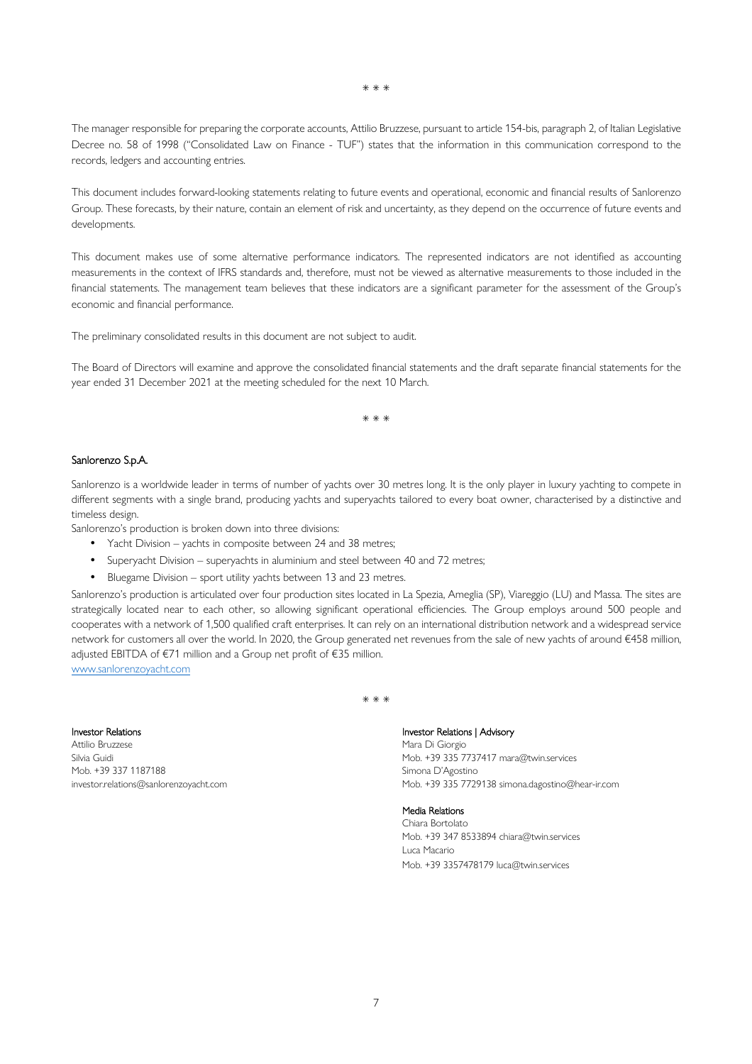\* \* \*

The manager responsible for preparing the corporate accounts, Attilio Bruzzese, pursuant to article 154-bis, paragraph 2, of Italian Legislative Decree no. 58 of 1998 ("Consolidated Law on Finance - TUF") states that the information in this communication correspond to the records, ledgers and accounting entries.

This document includes forward-looking statements relating to future events and operational, economic and financial results of Sanlorenzo Group. These forecasts, by their nature, contain an element of risk and uncertainty, as they depend on the occurrence of future events and developments.

This document makes use of some alternative performance indicators. The represented indicators are not identified as accounting measurements in the context of IFRS standards and, therefore, must not be viewed as alternative measurements to those included in the financial statements. The management team believes that these indicators are a significant parameter for the assessment of the Group's economic and financial performance.

The preliminary consolidated results in this document are not subject to audit.

The Board of Directors will examine and approve the consolidated financial statements and the draft separate financial statements for the year ended 31 December 2021 at the meeting scheduled for the next 10 March.

\* \* \*

## Sanlorenzo S.p.A.

Sanlorenzo is a worldwide leader in terms of number of yachts over 30 metres long. It is the only player in luxury yachting to compete in different segments with a single brand, producing yachts and superyachts tailored to every boat owner, characterised by a distinctive and timeless design.

Sanlorenzo's production is broken down into three divisions:

- Yacht Division – yachts in composite between 24 and 38 metres;
- Superyacht Division – superyachts in aluminium and steel between 40 and 72 metres;
- Bluegame Division – sport utility yachts between 13 and 23 metres.

Sanlorenzo's production is articulated over four production sites located in La Spezia, Ameglia (SP), Viareggio (LU) and Massa. The sites are strategically located near to each other, so allowing significant operational efficiencies. The Group employs around 500 people and cooperates with a network of 1,500 qualified craft enterprises. It can rely on an international distribution network and a widespread service network for customers all over the world. In 2020, the Group generated net revenues from the sale of new yachts of around €458 million, adjusted EBITDA of €71 million and a Group net profit of €35 million.

www.sanlorenzoyacht.com

\* \* \*

**Investor Relations**
Attilio Bruzzese
Silvia Guidi
Mob. +39 337 1187188
investor.relations@sanlorenzoyacht.com

**Investor Relations | Advisory**
Mara Di Giorgio
Mob. +39 335 7737417 mara@twin.services
Simona D'Agostino
Mob. +39 335 7729138 simona.dagostino@hear-ir.com

**Media Relations**
Chiara Bortolato
Mob. +39 347 8533894 chiara@twin.services
Luca Macario
Mob. +39 3357478179 luca@twin.services